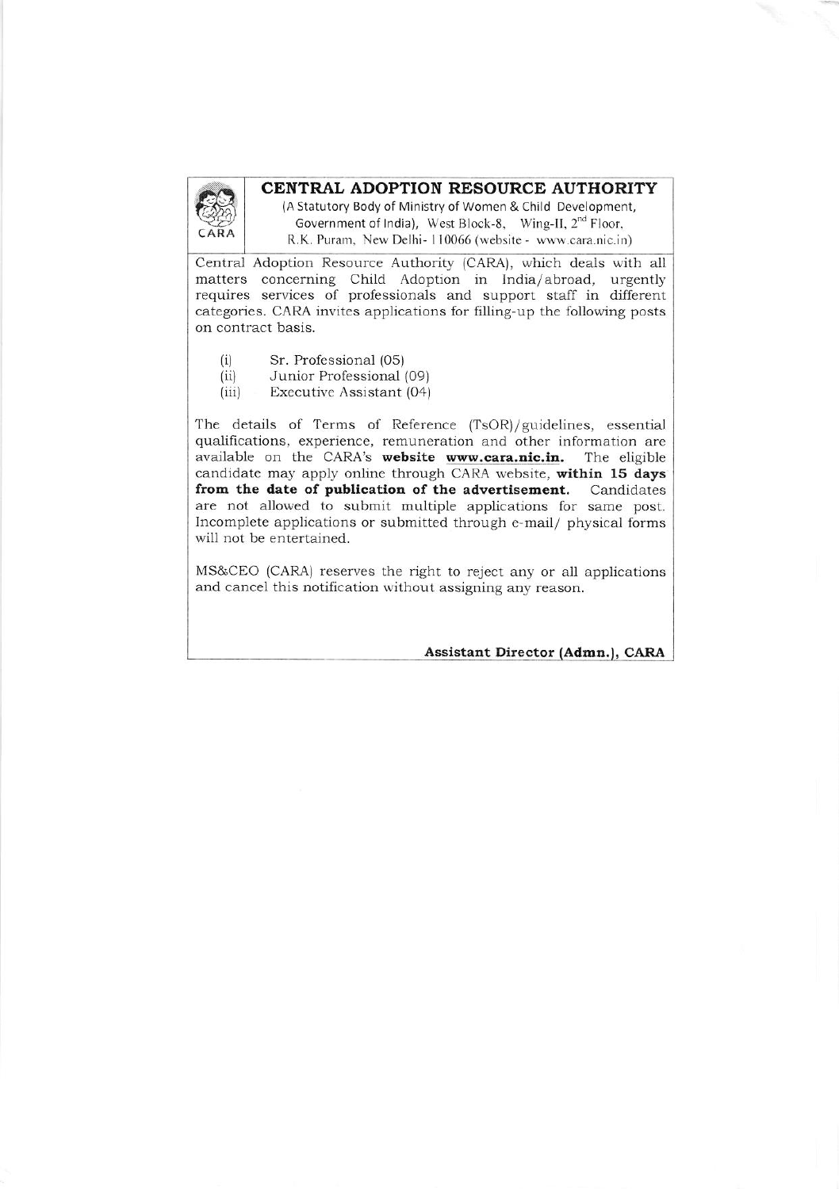# CENTRAL ADOPTION RESOURCE AUTHORITY

(A Statutory Body of Ministry of Women & Child Development, Government of India), West Block-8, Wing-II, 2nd Floor, R.K. Puram, New Delhi- 110066 (website - www.cara.nic.in)

Central Adoption Resource Authority (CARA), which deals with all matters concerning Child Adoption in India/abroad, urgently requires services of professionals and support staff in different categories. CARA invites applications for filling-up the following posts on contract basis.

(i) Sr. Professional (05)
(ii) Junior Professional (09)
(iii) Executive Assistant (04)

The details of Terms of Reference (TsOR)/guidelines, essential qualifications, experience, remuneration and other information are available on the CARA's **website www.cara.nic.in.** The eligible candidate may apply online through CARA website, **within 15 days from the date of publication of the advertisement.** Candidates are not allowed to submit multiple applications for same post. Incomplete applications or submitted through e-mail/ physical forms will not be entertained.

MS&CEO (CARA) reserves the right to reject any or all applications and cancel this notification without assigning any reason.

**Assistant Director (Admn.), CARA**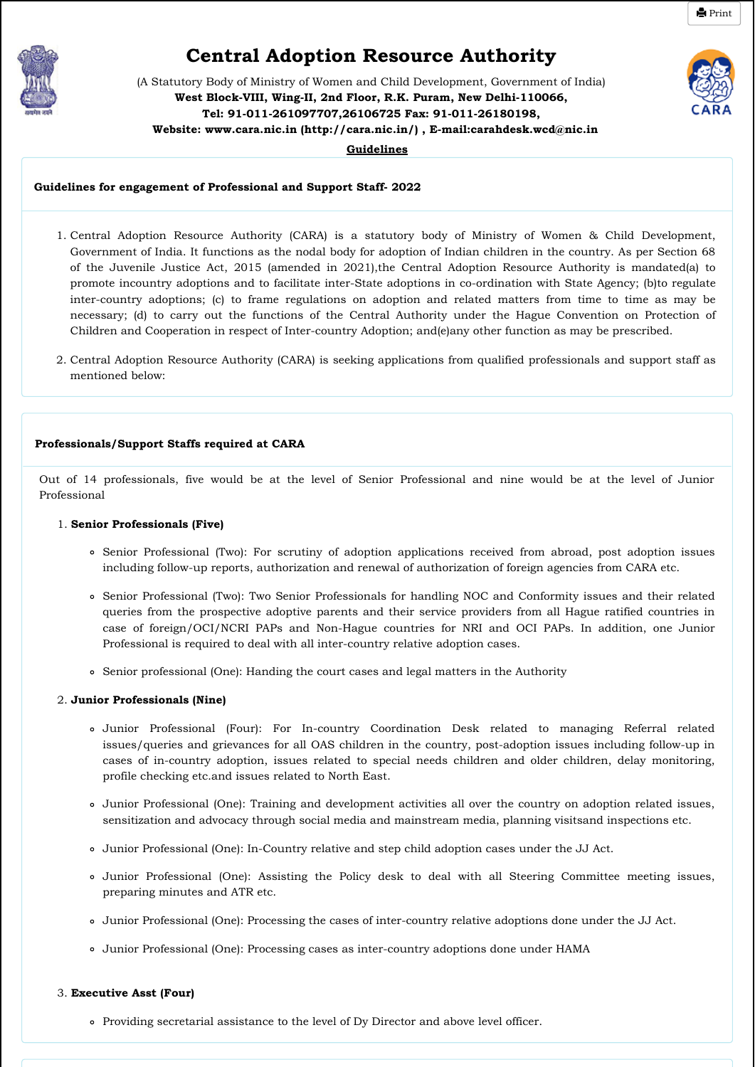# Central Adoption Resource Authority

(A Statutory Body of Ministry of Women and Child Development, Government of India)
**West Block-VIII, Wing-II, 2nd Floor, R.K. Puram, New Delhi-110066,**
**Tel: 91-011-261097707,26106725 Fax: 91-011-26180198,**
**Website: www.cara.nic.in (http://cara.nic.in/) , E-mail:carahdesk.wcd@nic.in**

**Guidelines**

### Guidelines for engagement of Professional and Support Staff- 2022

1. Central Adoption Resource Authority (CARA) is a statutory body of Ministry of Women & Child Development, Government of India. It functions as the nodal body for adoption of Indian children in the country. As per Section 68 of the Juvenile Justice Act, 2015 (amended in 2021),the Central Adoption Resource Authority is mandated(a) to promote incountry adoptions and to facilitate inter-State adoptions in co-ordination with State Agency; (b)to regulate inter-country adoptions; (c) to frame regulations on adoption and related matters from time to time as may be necessary; (d) to carry out the functions of the Central Authority under the Hague Convention on Protection of Children and Cooperation in respect of Inter-country Adoption; and(e)any other function as may be prescribed.

2. Central Adoption Resource Authority (CARA) is seeking applications from qualified professionals and support staff as mentioned below:

### Professionals/Support Staffs required at CARA

Out of 14 professionals, five would be at the level of Senior Professional and nine would be at the level of Junior Professional

1. **Senior Professionals (Five)**
   - Senior Professional (Two): For scrutiny of adoption applications received from abroad, post adoption issues including follow-up reports, authorization and renewal of authorization of foreign agencies from CARA etc.
   - Senior Professional (Two): Two Senior Professionals for handling NOC and Conformity issues and their related queries from the prospective adoptive parents and their service providers from all Hague ratified countries in case of foreign/OCI/NCRI PAPs and Non-Hague countries for NRI and OCI PAPs. In addition, one Junior Professional is required to deal with all inter-country relative adoption cases.
   - Senior professional (One): Handing the court cases and legal matters in the Authority

2. **Junior Professionals (Nine)**
   - Junior Professional (Four): For In-country Coordination Desk related to managing Referral related issues/queries and grievances for all OAS children in the country, post-adoption issues including follow-up in cases of in-country adoption, issues related to special needs children and older children, delay monitoring, profile checking etc.and issues related to North East.
   - Junior Professional (One): Training and development activities all over the country on adoption related issues, sensitization and advocacy through social media and mainstream media, planning visitsand inspections etc.
   - Junior Professional (One): In-Country relative and step child adoption cases under the JJ Act.
   - Junior Professional (One): Assisting the Policy desk to deal with all Steering Committee meeting issues, preparing minutes and ATR etc.
   - Junior Professional (One): Processing the cases of inter-country relative adoptions done under the JJ Act.
   - Junior Professional (One): Processing cases as inter-country adoptions done under HAMA

3. **Executive Asst (Four)**
   - Providing secretarial assistance to the level of Dy Director and above level officer.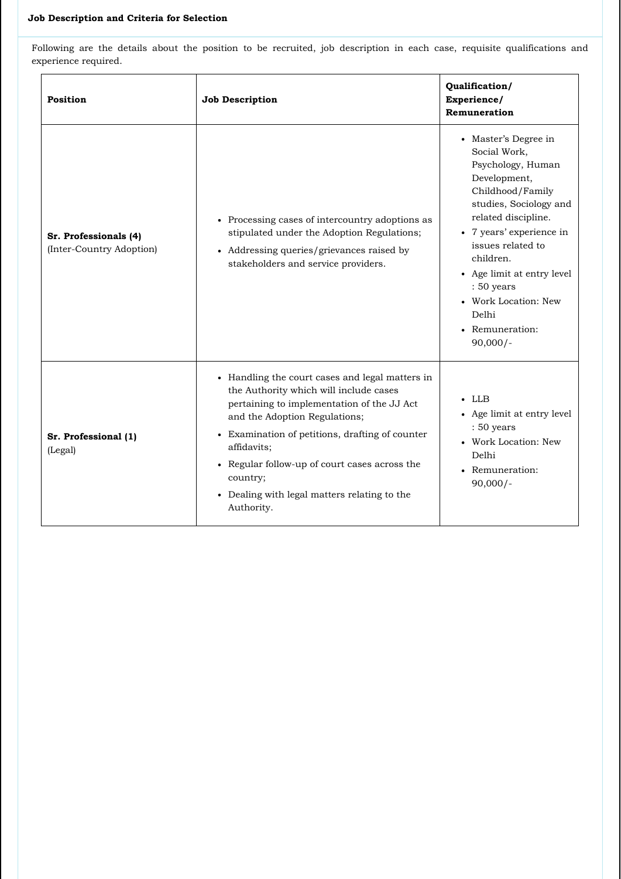**Job Description and Criteria for Selection**

Following are the details about the position to be recruited, job description in each case, requisite qualifications and experience required.

| Position | Job Description | Qualification/ Experience/ Remuneration |
|---|---|---|
| **Sr. Professionals (4)** (Inter-Country Adoption) | • Processing cases of intercountry adoptions as stipulated under the Adoption Regulations;<br>• Addressing queries/grievances raised by stakeholders and service providers. | • Master's Degree in Social Work, Psychology, Human Development, Childhood/Family studies, Sociology and related discipline.<br>• 7 years' experience in issues related to children.<br>• Age limit at entry level : 50 years<br>• Work Location: New Delhi<br>• Remuneration: 90,000/- |
| **Sr. Professional (1)** (Legal) | • Handling the court cases and legal matters in the Authority which will include cases pertaining to implementation of the JJ Act and the Adoption Regulations;<br>• Examination of petitions, drafting of counter affidavits;<br>• Regular follow-up of court cases across the country;<br>• Dealing with legal matters relating to the Authority. | • LLB<br>• Age limit at entry level : 50 years<br>• Work Location: New Delhi<br>• Remuneration: 90,000/- |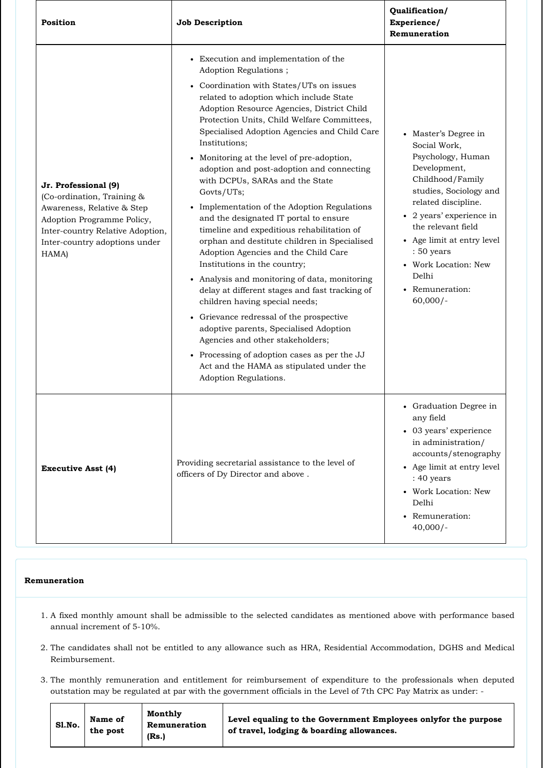| Position | Job Description | Qualification/ Experience/ Remuneration |
|---|---|---|
| **Jr. Professional (9)** (Co-ordination, Training & Awareness, Relative & Step Adoption Programme Policy, Inter-country Relative Adoption, Inter-country adoptions under HAMA) | • Execution and implementation of the Adoption Regulations ;<br>• Coordination with States/UTs on issues related to adoption which include State Adoption Resource Agencies, District Child Protection Units, Child Welfare Committees, Specialised Adoption Agencies and Child Care Institutions;<br>• Monitoring at the level of pre-adoption, adoption and post-adoption and connecting with DCPUs, SARAs and the State Govts/UTs;<br>• Implementation of the Adoption Regulations and the designated IT portal to ensure timeline and expeditious rehabilitation of orphan and destitute children in Specialised Adoption Agencies and the Child Care Institutions in the country;<br>• Analysis and monitoring of data, monitoring delay at different stages and fast tracking of children having special needs;<br>• Grievance redressal of the prospective adoptive parents, Specialised Adoption Agencies and other stakeholders;<br>• Processing of adoption cases as per the JJ Act and the HAMA as stipulated under the Adoption Regulations. | • Master's Degree in Social Work, Psychology, Human Development, Childhood/Family studies, Sociology and related discipline.<br>• 2 years' experience in the relevant field<br>• Age limit at entry level : 50 years<br>• Work Location: New Delhi<br>• Remuneration: 60,000/- |
| **Executive Asst (4)** | Providing secretarial assistance to the level of officers of Dy Director and above . | • Graduation Degree in any field<br>• 03 years' experience in administration/ accounts/stenography<br>• Age limit at entry level : 40 years<br>• Work Location: New Delhi<br>• Remuneration: 40,000/- |

**Remuneration**

1. A fixed monthly amount shall be admissible to the selected candidates as mentioned above with performance based annual increment of 5-10%.
2. The candidates shall not be entitled to any allowance such as HRA, Residential Accommodation, DGHS and Medical Reimbursement.
3. The monthly remuneration and entitlement for reimbursement of expenditure to the professionals when deputed outstation may be regulated at par with the government officials in the Level of 7th CPC Pay Matrix as under: -

| Sl.No. | Name of the post | Monthly Remuneration (Rs.) | Level equaling to the Government Employees onlyfor the purpose of travel, lodging & boarding allowances. |
|---|---|---|---|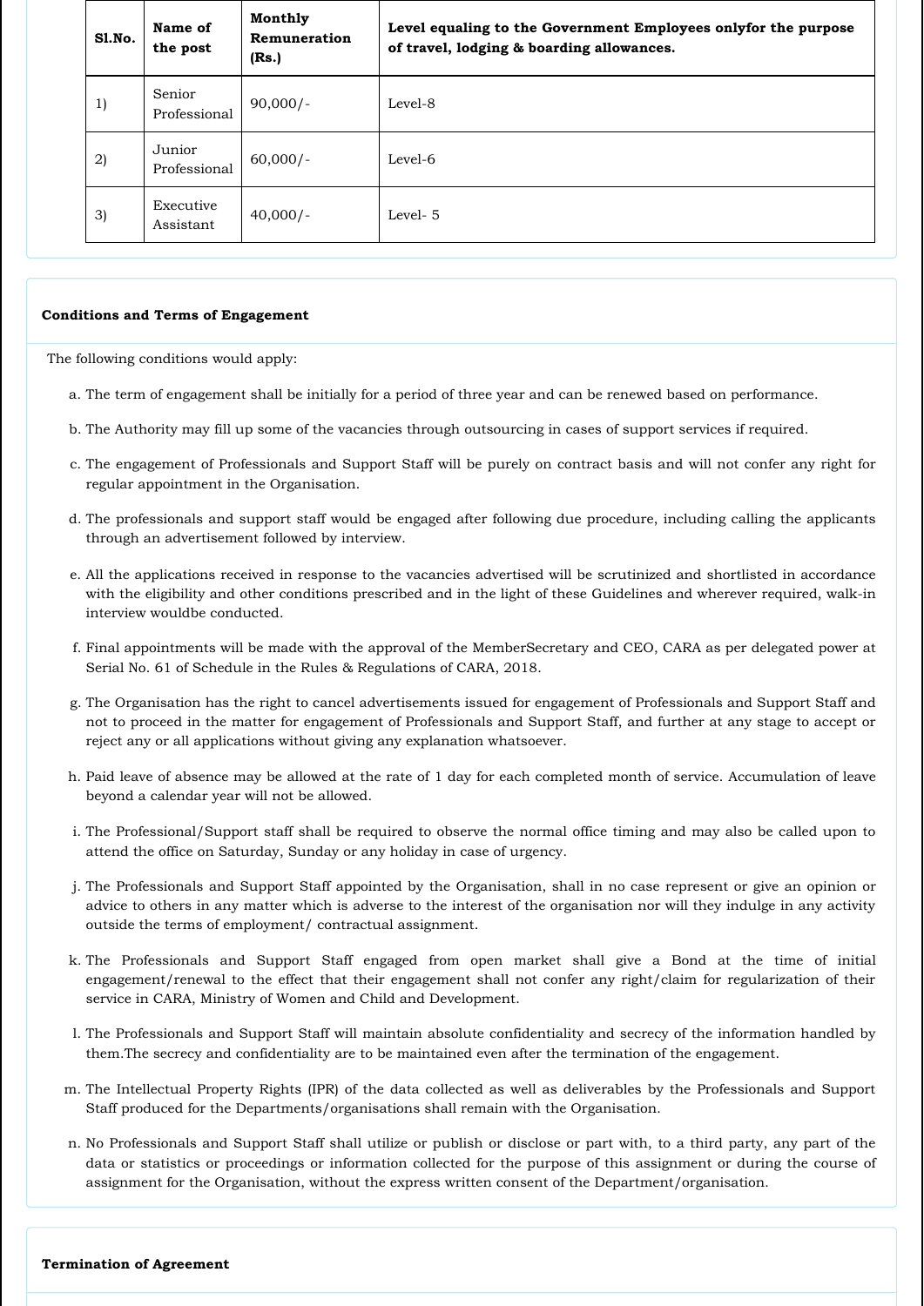| Sl.No. | Name of the post | Monthly Remuneration (Rs.) | Level equaling to the Government Employees onlyfor the purpose of travel, lodging & boarding allowances. |
|---|---|---|---|
| 1) | Senior Professional | 90,000/- | Level-8 |
| 2) | Junior Professional | 60,000/- | Level-6 |
| 3) | Executive Assistant | 40,000/- | Level- 5 |

**Conditions and Terms of Engagement**

The following conditions would apply:

a. The term of engagement shall be initially for a period of three year and can be renewed based on performance.

b. The Authority may fill up some of the vacancies through outsourcing in cases of support services if required.

c. The engagement of Professionals and Support Staff will be purely on contract basis and will not confer any right for regular appointment in the Organisation.

d. The professionals and support staff would be engaged after following due procedure, including calling the applicants through an advertisement followed by interview.

e. All the applications received in response to the vacancies advertised will be scrutinized and shortlisted in accordance with the eligibility and other conditions prescribed and in the light of these Guidelines and wherever required, walk-in interview wouldbe conducted.

f. Final appointments will be made with the approval of the MemberSecretary and CEO, CARA as per delegated power at Serial No. 61 of Schedule in the Rules & Regulations of CARA, 2018.

g. The Organisation has the right to cancel advertisements issued for engagement of Professionals and Support Staff and not to proceed in the matter for engagement of Professionals and Support Staff, and further at any stage to accept or reject any or all applications without giving any explanation whatsoever.

h. Paid leave of absence may be allowed at the rate of 1 day for each completed month of service. Accumulation of leave beyond a calendar year will not be allowed.

i. The Professional/Support staff shall be required to observe the normal office timing and may also be called upon to attend the office on Saturday, Sunday or any holiday in case of urgency.

j. The Professionals and Support Staff appointed by the Organisation, shall in no case represent or give an opinion or advice to others in any matter which is adverse to the interest of the organisation nor will they indulge in any activity outside the terms of employment/ contractual assignment.

k. The Professionals and Support Staff engaged from open market shall give a Bond at the time of initial engagement/renewal to the effect that their engagement shall not confer any right/claim for regularization of their service in CARA, Ministry of Women and Child and Development.

l. The Professionals and Support Staff will maintain absolute confidentiality and secrecy of the information handled by them.The secrecy and confidentiality are to be maintained even after the termination of the engagement.

m. The Intellectual Property Rights (IPR) of the data collected as well as deliverables by the Professionals and Support Staff produced for the Departments/organisations shall remain with the Organisation.

n. No Professionals and Support Staff shall utilize or publish or disclose or part with, to a third party, any part of the data or statistics or proceedings or information collected for the purpose of this assignment or during the course of assignment for the Organisation, without the express written consent of the Department/organisation.

**Termination of Agreement**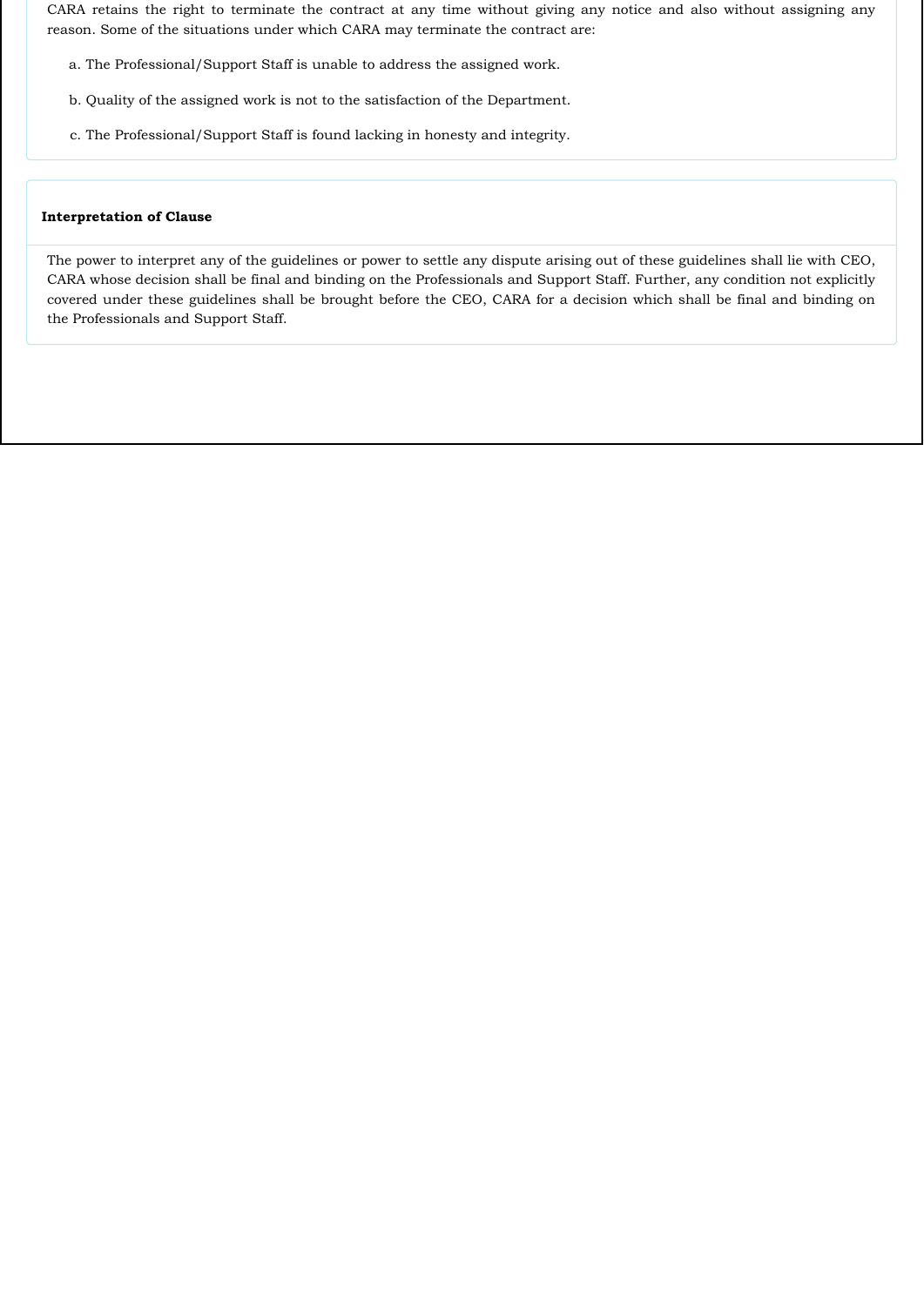CARA retains the right to terminate the contract at any time without giving any notice and also without assigning any reason. Some of the situations under which CARA may terminate the contract are:

a. The Professional/Support Staff is unable to address the assigned work.

b. Quality of the assigned work is not to the satisfaction of the Department.

c. The Professional/Support Staff is found lacking in honesty and integrity.

**Interpretation of Clause**

The power to interpret any of the guidelines or power to settle any dispute arising out of these guidelines shall lie with CEO, CARA whose decision shall be final and binding on the Professionals and Support Staff. Further, any condition not explicitly covered under these guidelines shall be brought before the CEO, CARA for a decision which shall be final and binding on the Professionals and Support Staff.